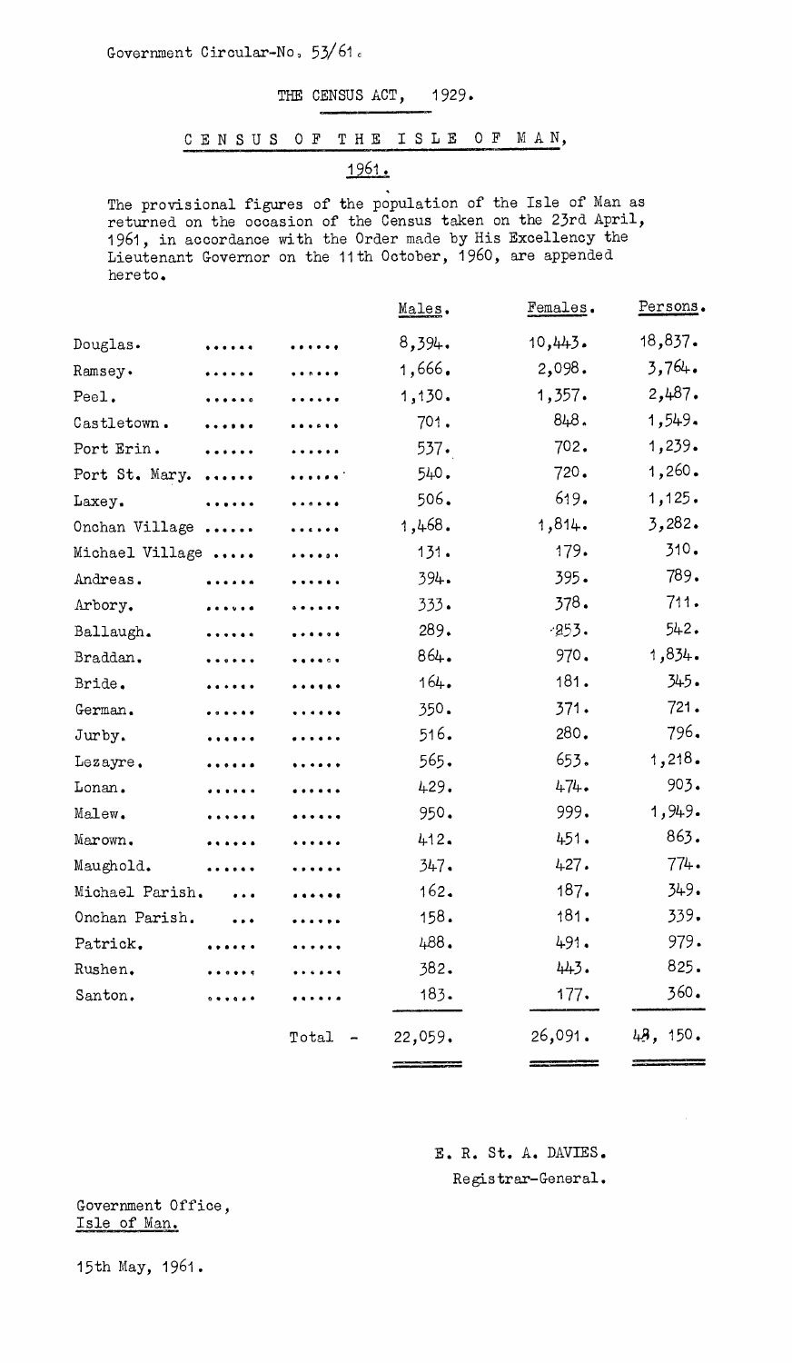Government Circular-No. 53/61.

THE CENSUS ACT, 1929.

# CENSUS OF THE ISLE OF MAN,

## 1961.

The provisional figures of the population of the Isle of Man as returned on the occasion of the Census taken on the 23rd April, 1961, in accordance with the Order made by His Excellency the Lieutenant Governor on the 11th October, 1960, are appended hereto.

| | Males. | Females. | Persons. |
|---|---|---|---|
| Douglas. | 8,394. | 10,443. | 18,837. |
| Ramsey. | 1,666. | 2,098. | 3,764. |
| Peel. | 1,130. | 1,357. | 2,487. |
| Castletown. | 701. | 848. | 1,549. |
| Port Erin. | 537. | 702. | 1,239. |
| Port St. Mary. | 540. | 720. | 1,260. |
| Laxey. | 506. | 619. | 1,125. |
| Onchan Village | 1,468. | 1,814. | 3,282. |
| Michael Village | 131. | 179. | 310. |
| Andreas. | 394. | 395. | 789. |
| Arbory. | 333. | 378. | 711. |
| Ballaugh. | 289. | 253. | 542. |
| Braddan. | 864. | 970. | 1,834. |
| Bride. | 164. | 181. | 345. |
| German. | 350. | 371. | 721. |
| Jurby. | 516. | 280. | 796. |
| Lezayre. | 565. | 653. | 1,218. |
| Lonan. | 429. | 474. | 903. |
| Malew. | 950. | 999. | 1,949. |
| Marown. | 412. | 451. | 863. |
| Maughold. | 347. | 427. | 774. |
| Michael Parish. | 162. | 187. | 349. |
| Onchan Parish. | 158. | 181. | 339. |
| Patrick. | 488. | 491. | 979. |
| Rushen. | 382. | 443. | 825. |
| Santon. | 183. | 177. | 360. |
| Total - | 22,059. | 26,091. | 48, 150. |

E. R. St. A. DAVIES.
Registrar-General.

Government Office,
Isle of Man.

15th May, 1961.